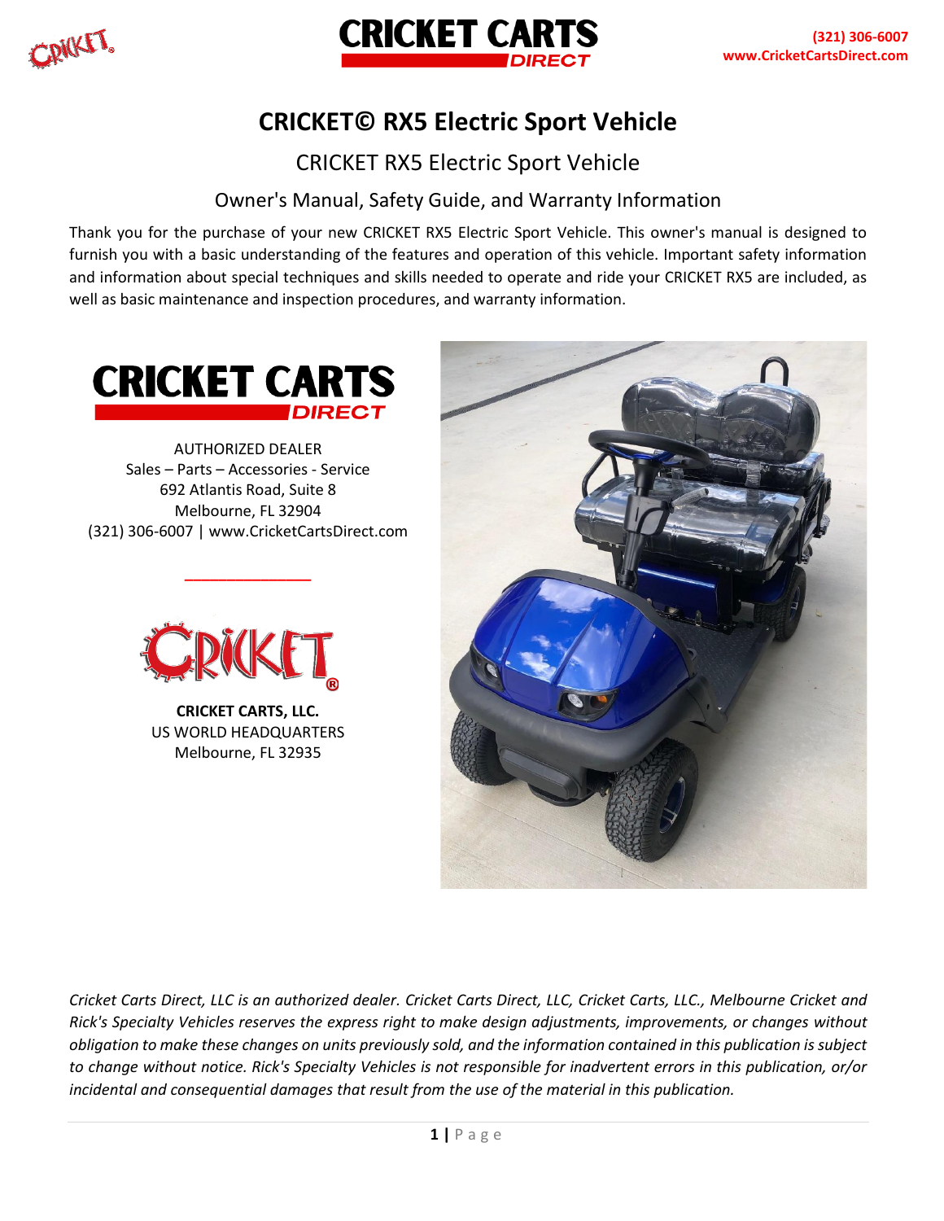# CRICKET© RX5 Electric Sport Vehicle

## CRICKET RX5 Electric Sport Vehicle

### Owner's Manual, Safety Guide, and Warranty Information

Thank you for the purchase of your new CRICKET RX5 Electric Sport Vehicle. This owner's manual is designed to furnish you with a basic understanding of the features and operation of this vehicle. Important safety information and information about special techniques and skills needed to operate and ride your CRICKET RX5 are included, as well as basic maintenance and inspection procedures, and warranty information.

**CRICKET CARTS DIRECT**

AUTHORIZED DEALER
Sales – Parts – Accessories - Service
692 Atlantis Road, Suite 8
Melbourne, FL 32904
(321) 306-6007 | www.CricketCartsDirect.com

**CRICKET CARTS, LLC.**
US WORLD HEADQUARTERS
Melbourne, FL 32935

*Cricket Carts Direct, LLC is an authorized dealer. Cricket Carts Direct, LLC, Cricket Carts, LLC., Melbourne Cricket and Rick's Specialty Vehicles reserves the express right to make design adjustments, improvements, or changes without obligation to make these changes on units previously sold, and the information contained in this publication is subject to change without notice. Rick's Specialty Vehicles is not responsible for inadvertent errors in this publication, or/or incidental and consequential damages that result from the use of the material in this publication.*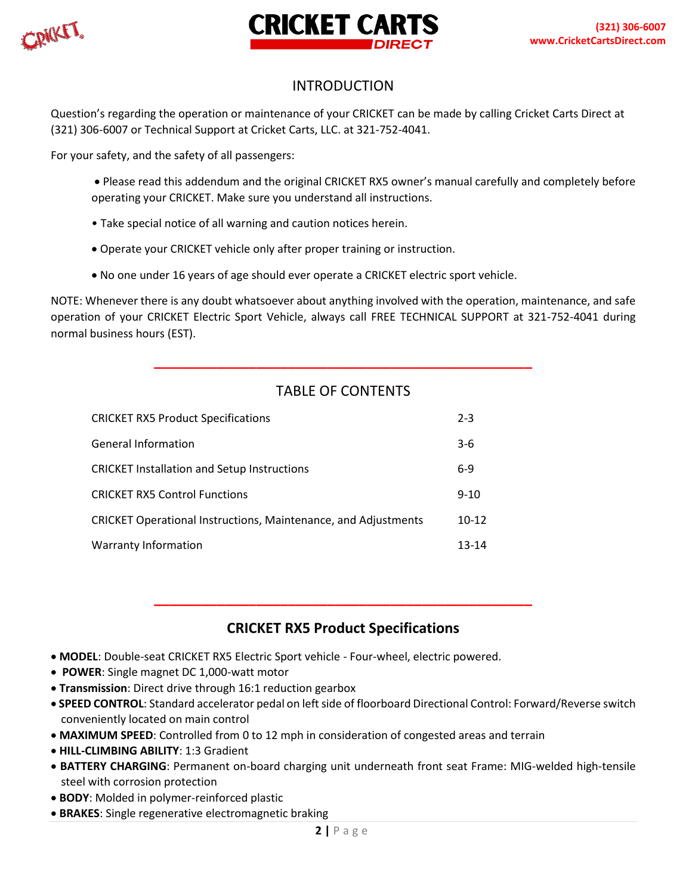## INTRODUCTION

Question's regarding the operation or maintenance of your CRICKET can be made by calling Cricket Carts Direct at (321) 306-6007 or Technical Support at Cricket Carts, LLC. at 321-752-4041.

For your safety, and the safety of all passengers:

- Please read this addendum and the original CRICKET RX5 owner's manual carefully and completely before operating your CRICKET. Make sure you understand all instructions.
- Take special notice of all warning and caution notices herein.
- Operate your CRICKET vehicle only after proper training or instruction.
- No one under 16 years of age should ever operate a CRICKET electric sport vehicle.

NOTE: Whenever there is any doubt whatsoever about anything involved with the operation, maintenance, and safe operation of your CRICKET Electric Sport Vehicle, always call FREE TECHNICAL SUPPORT at 321-752-4041 during normal business hours (EST).

## TABLE OF CONTENTS

| Section | Pages |
|---|---|
| CRICKET RX5 Product Specifications | 2-3 |
| General Information | 3-6 |
| CRICKET Installation and Setup Instructions | 6-9 |
| CRICKET RX5 Control Functions | 9-10 |
| CRICKET Operational Instructions, Maintenance, and Adjustments | 10-12 |
| Warranty Information | 13-14 |

## CRICKET RX5 Product Specifications

- **MODEL**: Double-seat CRICKET RX5 Electric Sport vehicle - Four-wheel, electric powered.
- **POWER**: Single magnet DC 1,000-watt motor
- **Transmission**: Direct drive through 16:1 reduction gearbox
- **SPEED CONTROL**: Standard accelerator pedal on left side of floorboard Directional Control: Forward/Reverse switch conveniently located on main control
- **MAXIMUM SPEED**: Controlled from 0 to 12 mph in consideration of congested areas and terrain
- **HILL-CLIMBING ABILITY**: 1:3 Gradient
- **BATTERY CHARGING**: Permanent on-board charging unit underneath front seat Frame: MIG-welded high-tensile steel with corrosion protection
- **BODY**: Molded in polymer-reinforced plastic
- **BRAKES**: Single regenerative electromagnetic braking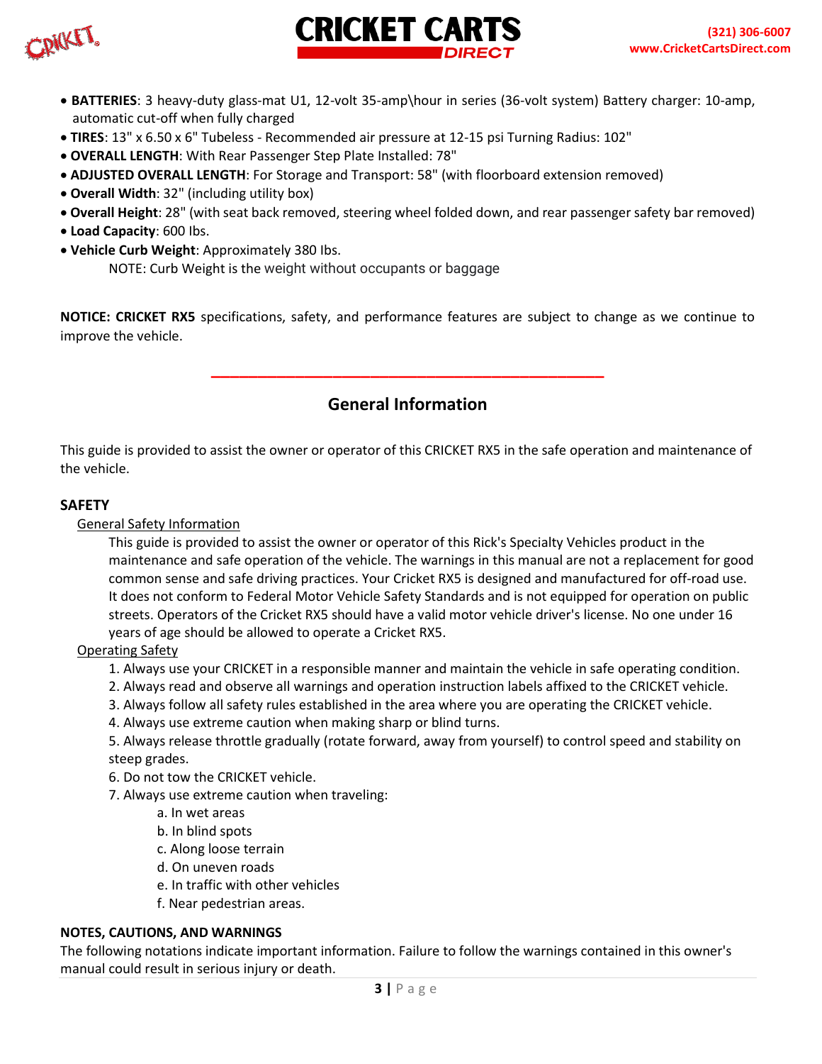- **BATTERIES**: 3 heavy-duty glass-mat U1, 12-volt 35-amp\hour in series (36-volt system) Battery charger: 10-amp, automatic cut-off when fully charged
- **TIRES**: 13" x 6.50 x 6" Tubeless - Recommended air pressure at 12-15 psi Turning Radius: 102"
- **OVERALL LENGTH**: With Rear Passenger Step Plate Installed: 78"
- **ADJUSTED OVERALL LENGTH**: For Storage and Transport: 58" (with floorboard extension removed)
- **Overall Width**: 32" (including utility box)
- **Overall Height**: 28" (with seat back removed, steering wheel folded down, and rear passenger safety bar removed)
- **Load Capacity**: 600 lbs.
- **Vehicle Curb Weight**: Approximately 380 lbs.

    NOTE: Curb Weight is the weight without occupants or baggage

**NOTICE: CRICKET RX5** specifications, safety, and performance features are subject to change as we continue to improve the vehicle.

## General Information

This guide is provided to assist the owner or operator of this CRICKET RX5 in the safe operation and maintenance of the vehicle.

### SAFETY

General Safety Information

This guide is provided to assist the owner or operator of this Rick's Specialty Vehicles product in the maintenance and safe operation of the vehicle. The warnings in this manual are not a replacement for good common sense and safe driving practices. Your Cricket RX5 is designed and manufactured for off-road use. It does not conform to Federal Motor Vehicle Safety Standards and is not equipped for operation on public streets. Operators of the Cricket RX5 should have a valid motor vehicle driver's license. No one under 16 years of age should be allowed to operate a Cricket RX5.

Operating Safety

1. Always use your CRICKET in a responsible manner and maintain the vehicle in safe operating condition.
2. Always read and observe all warnings and operation instruction labels affixed to the CRICKET vehicle.
3. Always follow all safety rules established in the area where you are operating the CRICKET vehicle.
4. Always use extreme caution when making sharp or blind turns.
5. Always release throttle gradually (rotate forward, away from yourself) to control speed and stability on steep grades.
6. Do not tow the CRICKET vehicle.
7. Always use extreme caution when traveling:
    a. In wet areas
    b. In blind spots
    c. Along loose terrain
    d. On uneven roads
    e. In traffic with other vehicles
    f. Near pedestrian areas.

### NOTES, CAUTIONS, AND WARNINGS

The following notations indicate important information. Failure to follow the warnings contained in this owner's manual could result in serious injury or death.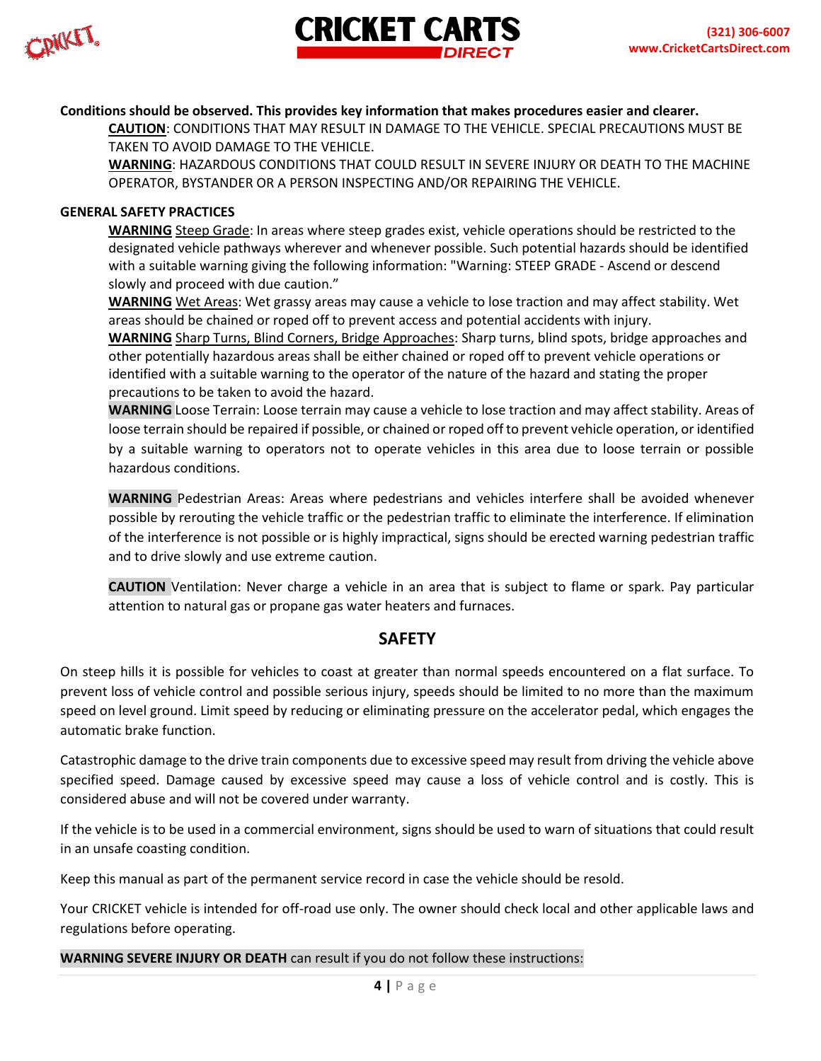**Conditions should be observed. This provides key information that makes procedures easier and clearer.**

**CAUTION**: CONDITIONS THAT MAY RESULT IN DAMAGE TO THE VEHICLE. SPECIAL PRECAUTIONS MUST BE TAKEN TO AVOID DAMAGE TO THE VEHICLE.

**WARNING**: HAZARDOUS CONDITIONS THAT COULD RESULT IN SEVERE INJURY OR DEATH TO THE MACHINE OPERATOR, BYSTANDER OR A PERSON INSPECTING AND/OR REPAIRING THE VEHICLE.

**GENERAL SAFETY PRACTICES**

**WARNING** Steep Grade: In areas where steep grades exist, vehicle operations should be restricted to the designated vehicle pathways wherever and whenever possible. Such potential hazards should be identified with a suitable warning giving the following information: "Warning: STEEP GRADE - Ascend or descend slowly and proceed with due caution."

**WARNING** Wet Areas: Wet grassy areas may cause a vehicle to lose traction and may affect stability. Wet areas should be chained or roped off to prevent access and potential accidents with injury.

**WARNING** Sharp Turns, Blind Corners, Bridge Approaches: Sharp turns, blind spots, bridge approaches and other potentially hazardous areas shall be either chained or roped off to prevent vehicle operations or identified with a suitable warning to the operator of the nature of the hazard and stating the proper precautions to be taken to avoid the hazard.

**WARNING** Loose Terrain: Loose terrain may cause a vehicle to lose traction and may affect stability. Areas of loose terrain should be repaired if possible, or chained or roped off to prevent vehicle operation, or identified by a suitable warning to operators not to operate vehicles in this area due to loose terrain or possible hazardous conditions.

**WARNING** Pedestrian Areas: Areas where pedestrians and vehicles interfere shall be avoided whenever possible by rerouting the vehicle traffic or the pedestrian traffic to eliminate the interference. If elimination of the interference is not possible or is highly impractical, signs should be erected warning pedestrian traffic and to drive slowly and use extreme caution.

**CAUTION** Ventilation: Never charge a vehicle in an area that is subject to flame or spark. Pay particular attention to natural gas or propane gas water heaters and furnaces.

## SAFETY

On steep hills it is possible for vehicles to coast at greater than normal speeds encountered on a flat surface. To prevent loss of vehicle control and possible serious injury, speeds should be limited to no more than the maximum speed on level ground. Limit speed by reducing or eliminating pressure on the accelerator pedal, which engages the automatic brake function.

Catastrophic damage to the drive train components due to excessive speed may result from driving the vehicle above specified speed. Damage caused by excessive speed may cause a loss of vehicle control and is costly. This is considered abuse and will not be covered under warranty.

If the vehicle is to be used in a commercial environment, signs should be used to warn of situations that could result in an unsafe coasting condition.

Keep this manual as part of the permanent service record in case the vehicle should be resold.

Your CRICKET vehicle is intended for off-road use only. The owner should check local and other applicable laws and regulations before operating.

**WARNING SEVERE INJURY OR DEATH** can result if you do not follow these instructions: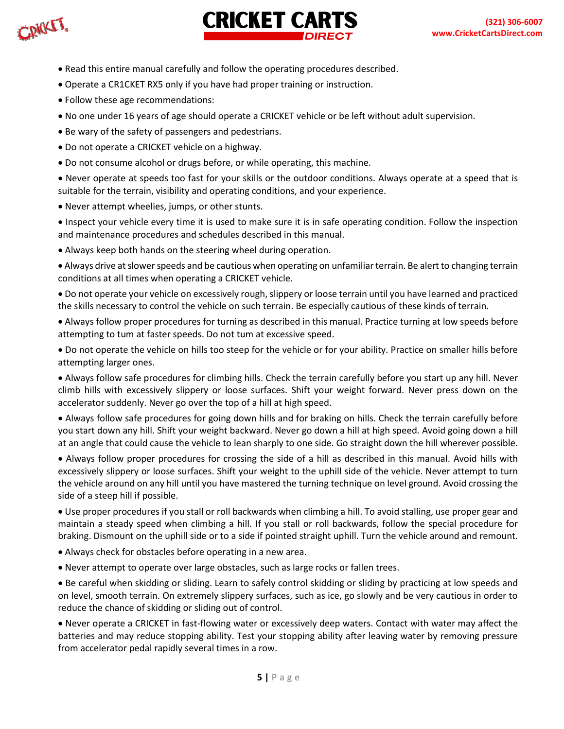- Read this entire manual carefully and follow the operating procedures described.
- Operate a CR1CKET RX5 only if you have had proper training or instruction.
- Follow these age recommendations:
- No one under 16 years of age should operate a CRICKET vehicle or be left without adult supervision.
- Be wary of the safety of passengers and pedestrians.
- Do not operate a CRICKET vehicle on a highway.
- Do not consume alcohol or drugs before, or while operating, this machine.
- Never operate at speeds too fast for your skills or the outdoor conditions. Always operate at a speed that is suitable for the terrain, visibility and operating conditions, and your experience.
- Never attempt wheelies, jumps, or other stunts.
- Inspect your vehicle every time it is used to make sure it is in safe operating condition. Follow the inspection and maintenance procedures and schedules described in this manual.
- Always keep both hands on the steering wheel during operation.
- Always drive at slower speeds and be cautious when operating on unfamiliar terrain. Be alert to changing terrain conditions at all times when operating a CRICKET vehicle.
- Do not operate your vehicle on excessively rough, slippery or loose terrain until you have learned and practiced the skills necessary to control the vehicle on such terrain. Be especially cautious of these kinds of terrain.
- Always follow proper procedures for turning as described in this manual. Practice turning at low speeds before attempting to tum at faster speeds. Do not tum at excessive speed.
- Do not operate the vehicle on hills too steep for the vehicle or for your ability. Practice on smaller hills before attempting larger ones.
- Always follow safe procedures for climbing hills. Check the terrain carefully before you start up any hill. Never climb hills with excessively slippery or loose surfaces. Shift your weight forward. Never press down on the accelerator suddenly. Never go over the top of a hill at high speed.
- Always follow safe procedures for going down hills and for braking on hills. Check the terrain carefully before you start down any hill. Shift your weight backward. Never go down a hill at high speed. Avoid going down a hill at an angle that could cause the vehicle to lean sharply to one side. Go straight down the hill wherever possible.
- Always follow proper procedures for crossing the side of a hill as described in this manual. Avoid hills with excessively slippery or loose surfaces. Shift your weight to the uphill side of the vehicle. Never attempt to turn the vehicle around on any hill until you have mastered the turning technique on level ground. Avoid crossing the side of a steep hill if possible.
- Use proper procedures if you stall or roll backwards when climbing a hill. To avoid stalling, use proper gear and maintain a steady speed when climbing a hill. If you stall or roll backwards, follow the special procedure for braking. Dismount on the uphill side or to a side if pointed straight uphill. Turn the vehicle around and remount.
- Always check for obstacles before operating in a new area.
- Never attempt to operate over large obstacles, such as large rocks or fallen trees.
- Be careful when skidding or sliding. Learn to safely control skidding or sliding by practicing at low speeds and on level, smooth terrain. On extremely slippery surfaces, such as ice, go slowly and be very cautious in order to reduce the chance of skidding or sliding out of control.
- Never operate a CRICKET in fast-flowing water or excessively deep waters. Contact with water may affect the batteries and may reduce stopping ability. Test your stopping ability after leaving water by removing pressure from accelerator pedal rapidly several times in a row.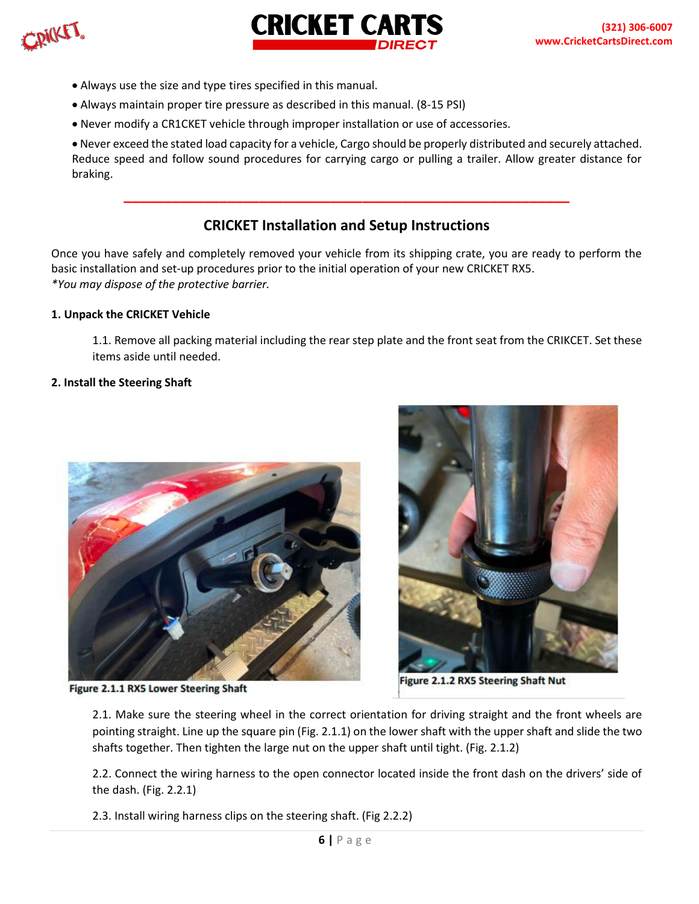- Always use the size and type tires specified in this manual.
- Always maintain proper tire pressure as described in this manual. (8-15 PSI)
- Never modify a CR1CKET vehicle through improper installation or use of accessories.
- Never exceed the stated load capacity for a vehicle, Cargo should be properly distributed and securely attached. Reduce speed and follow sound procedures for carrying cargo or pulling a trailer. Allow greater distance for braking.

---

## CRICKET Installation and Setup Instructions

Once you have safely and completely removed your vehicle from its shipping crate, you are ready to perform the basic installation and set-up procedures prior to the initial operation of your new CRICKET RX5.
*\*You may dispose of the protective barrier.*

**1. Unpack the CRICKET Vehicle**

1.1. Remove all packing material including the rear step plate and the front seat from the CRIKCET. Set these items aside until needed.

**2. Install the Steering Shaft**

Figure 2.1.1 RX5 Lower Steering Shaft

Figure 2.1.2 RX5 Steering Shaft Nut

2.1. Make sure the steering wheel in the correct orientation for driving straight and the front wheels are pointing straight. Line up the square pin (Fig. 2.1.1) on the lower shaft with the upper shaft and slide the two shafts together. Then tighten the large nut on the upper shaft until tight. (Fig. 2.1.2)

2.2. Connect the wiring harness to the open connector located inside the front dash on the drivers' side of the dash. (Fig. 2.2.1)

2.3. Install wiring harness clips on the steering shaft. (Fig 2.2.2)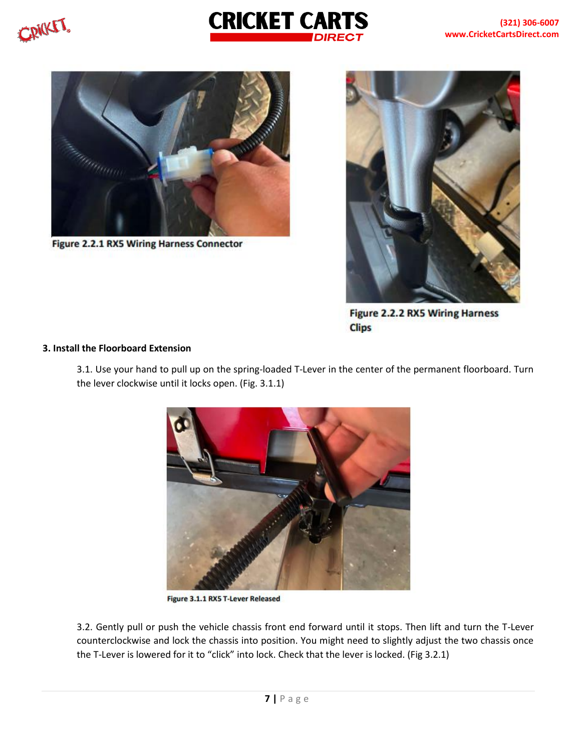Figure 2.2.1 RX5 Wiring Harness Connector

Figure 2.2.2 RX5 Wiring Harness Clips

**3. Install the Floorboard Extension**

3.1. Use your hand to pull up on the spring-loaded T-Lever in the center of the permanent floorboard. Turn the lever clockwise until it locks open. (Fig. 3.1.1)

Figure 3.1.1 RX5 T-Lever Released

3.2. Gently pull or push the vehicle chassis front end forward until it stops. Then lift and turn the T-Lever counterclockwise and lock the chassis into position. You might need to slightly adjust the two chassis once the T-Lever is lowered for it to "click" into lock. Check that the lever is locked. (Fig 3.2.1)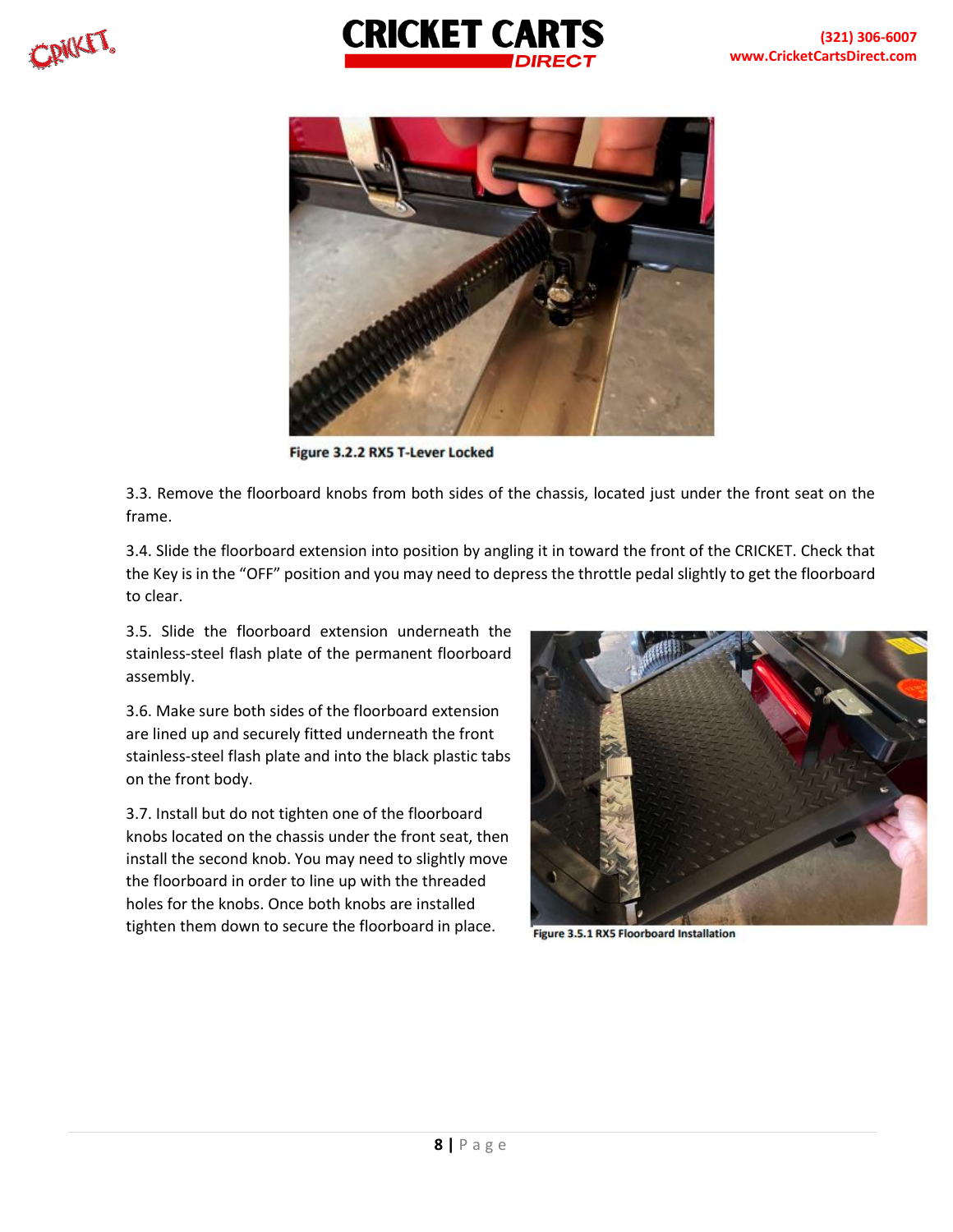Figure 3.2.2 RX5 T-Lever Locked

3.3. Remove the floorboard knobs from both sides of the chassis, located just under the front seat on the frame.

3.4. Slide the floorboard extension into position by angling it in toward the front of the CRICKET. Check that the Key is in the "OFF" position and you may need to depress the throttle pedal slightly to get the floorboard to clear.

3.5. Slide the floorboard extension underneath the stainless-steel flash plate of the permanent floorboard assembly.

3.6. Make sure both sides of the floorboard extension are lined up and securely fitted underneath the front stainless-steel flash plate and into the black plastic tabs on the front body.

3.7. Install but do not tighten one of the floorboard knobs located on the chassis under the front seat, then install the second knob. You may need to slightly move the floorboard in order to line up with the threaded holes for the knobs. Once both knobs are installed tighten them down to secure the floorboard in place.

Figure 3.5.1 RX5 Floorboard Installation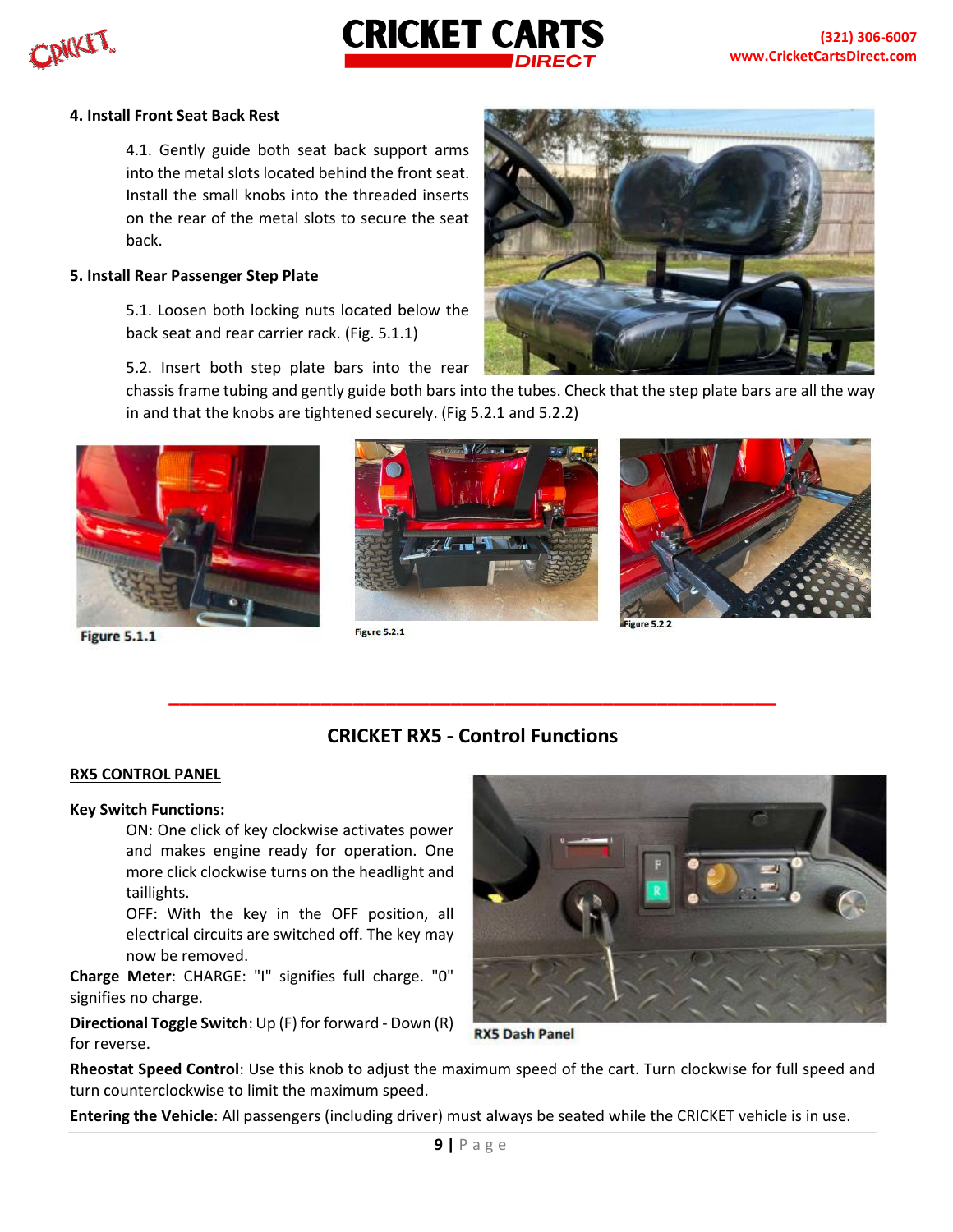**4. Install Front Seat Back Rest**

4.1. Gently guide both seat back support arms into the metal slots located behind the front seat. Install the small knobs into the threaded inserts on the rear of the metal slots to secure the seat back.

**5. Install Rear Passenger Step Plate**

5.1. Loosen both locking nuts located below the back seat and rear carrier rack. (Fig. 5.1.1)

5.2. Insert both step plate bars into the rear chassis frame tubing and gently guide both bars into the tubes. Check that the step plate bars are all the way in and that the knobs are tightened securely. (Fig 5.2.1 and 5.2.2)

Figure 5.1.1

Figure 5.2.1

Figure 5.2.2

---

## CRICKET RX5 - Control Functions

__RX5 CONTROL PANEL__

**Key Switch Functions:**

ON: One click of key clockwise activates power and makes engine ready for operation. One more click clockwise turns on the headlight and taillights.

OFF: With the key in the OFF position, all electrical circuits are switched off. The key may now be removed.

**Charge Meter**: CHARGE: "I" signifies full charge. "0" signifies no charge.

**Directional Toggle Switch**: Up (F) for forward - Down (R) for reverse.

RX5 Dash Panel

**Rheostat Speed Control**: Use this knob to adjust the maximum speed of the cart. Turn clockwise for full speed and turn counterclockwise to limit the maximum speed.

**Entering the Vehicle**: All passengers (including driver) must always be seated while the CRICKET vehicle is in use.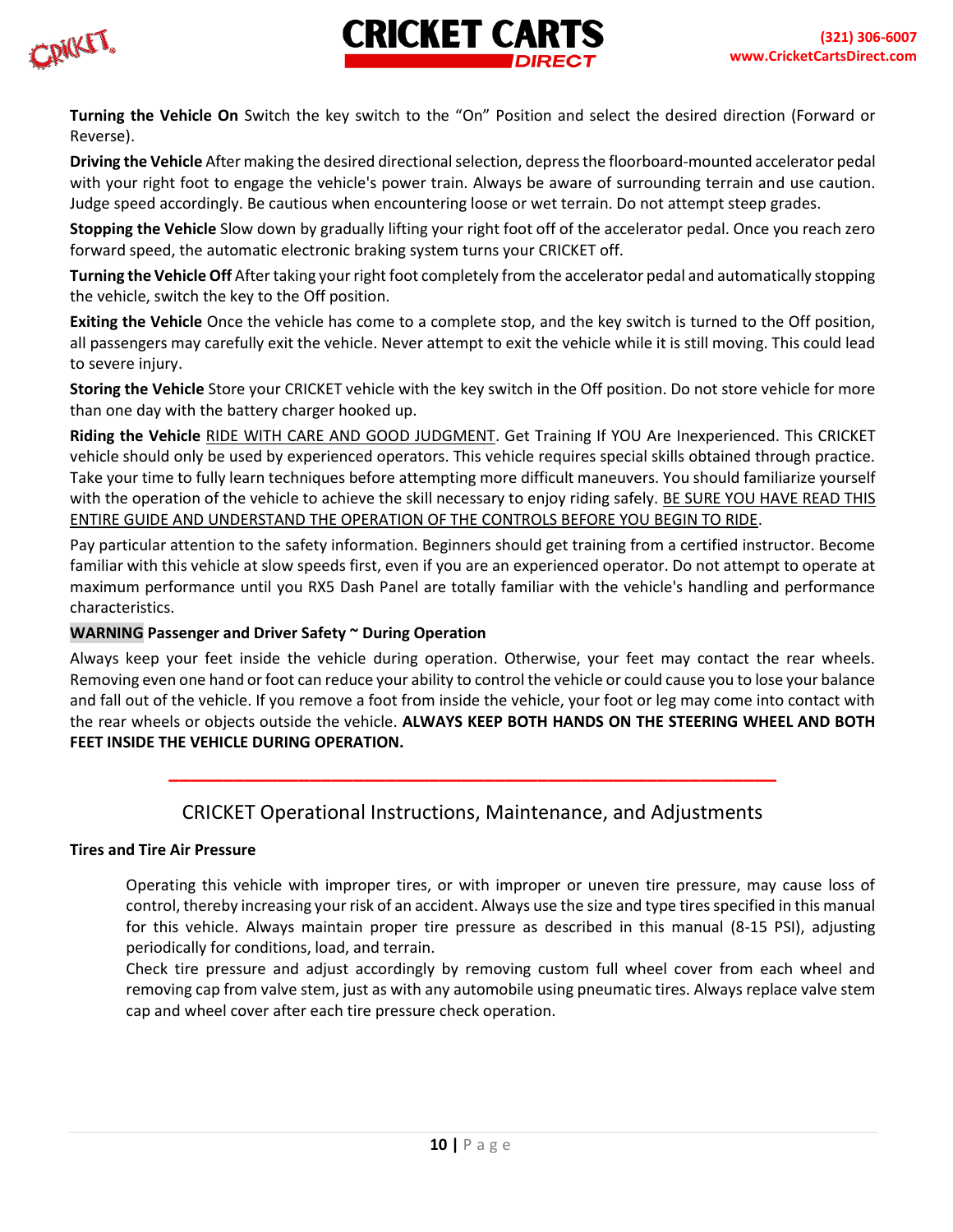**Turning the Vehicle On** Switch the key switch to the "On" Position and select the desired direction (Forward or Reverse).

**Driving the Vehicle** After making the desired directional selection, depress the floorboard-mounted accelerator pedal with your right foot to engage the vehicle's power train. Always be aware of surrounding terrain and use caution. Judge speed accordingly. Be cautious when encountering loose or wet terrain. Do not attempt steep grades.

**Stopping the Vehicle** Slow down by gradually lifting your right foot off of the accelerator pedal. Once you reach zero forward speed, the automatic electronic braking system turns your CRICKET off.

**Turning the Vehicle Off** After taking your right foot completely from the accelerator pedal and automatically stopping the vehicle, switch the key to the Off position.

**Exiting the Vehicle** Once the vehicle has come to a complete stop, and the key switch is turned to the Off position, all passengers may carefully exit the vehicle. Never attempt to exit the vehicle while it is still moving. This could lead to severe injury.

**Storing the Vehicle** Store your CRICKET vehicle with the key switch in the Off position. Do not store vehicle for more than one day with the battery charger hooked up.

**Riding the Vehicle** RIDE WITH CARE AND GOOD JUDGMENT. Get Training If YOU Are Inexperienced. This CRICKET vehicle should only be used by experienced operators. This vehicle requires special skills obtained through practice. Take your time to fully learn techniques before attempting more difficult maneuvers. You should familiarize yourself with the operation of the vehicle to achieve the skill necessary to enjoy riding safely. BE SURE YOU HAVE READ THIS ENTIRE GUIDE AND UNDERSTAND THE OPERATION OF THE CONTROLS BEFORE YOU BEGIN TO RIDE.

Pay particular attention to the safety information. Beginners should get training from a certified instructor. Become familiar with this vehicle at slow speeds first, even if you are an experienced operator. Do not attempt to operate at maximum performance until you RX5 Dash Panel are totally familiar with the vehicle's handling and performance characteristics.

**WARNING Passenger and Driver Safety ~ During Operation**

Always keep your feet inside the vehicle during operation. Otherwise, your feet may contact the rear wheels. Removing even one hand or foot can reduce your ability to control the vehicle or could cause you to lose your balance and fall out of the vehicle. If you remove a foot from inside the vehicle, your foot or leg may come into contact with the rear wheels or objects outside the vehicle. **ALWAYS KEEP BOTH HANDS ON THE STEERING WHEEL AND BOTH FEET INSIDE THE VEHICLE DURING OPERATION.**

---

## CRICKET Operational Instructions, Maintenance, and Adjustments

**Tires and Tire Air Pressure**

Operating this vehicle with improper tires, or with improper or uneven tire pressure, may cause loss of control, thereby increasing your risk of an accident. Always use the size and type tires specified in this manual for this vehicle. Always maintain proper tire pressure as described in this manual (8-15 PSI), adjusting periodically for conditions, load, and terrain.

Check tire pressure and adjust accordingly by removing custom full wheel cover from each wheel and removing cap from valve stem, just as with any automobile using pneumatic tires. Always replace valve stem cap and wheel cover after each tire pressure check operation.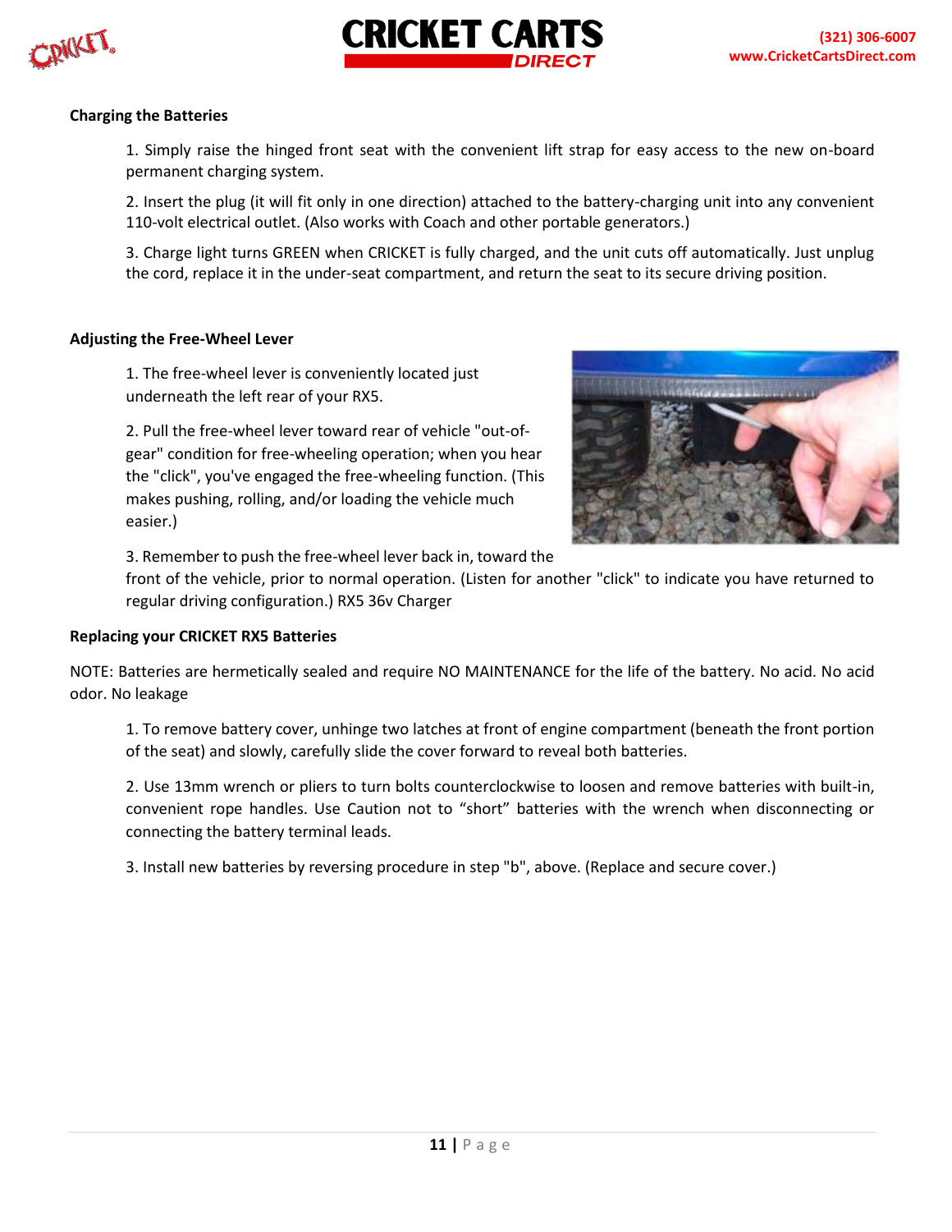## Charging the Batteries

1. Simply raise the hinged front seat with the convenient lift strap for easy access to the new on-board permanent charging system.

2. Insert the plug (it will fit only in one direction) attached to the battery-charging unit into any convenient 110-volt electrical outlet. (Also works with Coach and other portable generators.)

3. Charge light turns GREEN when CRICKET is fully charged, and the unit cuts off automatically. Just unplug the cord, replace it in the under-seat compartment, and return the seat to its secure driving position.

## Adjusting the Free-Wheel Lever

1. The free-wheel lever is conveniently located just underneath the left rear of your RX5.

2. Pull the free-wheel lever toward rear of vehicle "out-of-gear" condition for free-wheeling operation; when you hear the "click", you've engaged the free-wheeling function. (This makes pushing, rolling, and/or loading the vehicle much easier.)

3. Remember to push the free-wheel lever back in, toward the front of the vehicle, prior to normal operation. (Listen for another "click" to indicate you have returned to regular driving configuration.) RX5 36v Charger

## Replacing your CRICKET RX5 Batteries

NOTE: Batteries are hermetically sealed and require NO MAINTENANCE for the life of the battery. No acid. No acid odor. No leakage

1. To remove battery cover, unhinge two latches at front of engine compartment (beneath the front portion of the seat) and slowly, carefully slide the cover forward to reveal both batteries.

2. Use 13mm wrench or pliers to turn bolts counterclockwise to loosen and remove batteries with built-in, convenient rope handles. Use Caution not to “short” batteries with the wrench when disconnecting or connecting the battery terminal leads.

3. Install new batteries by reversing procedure in step "b", above. (Replace and secure cover.)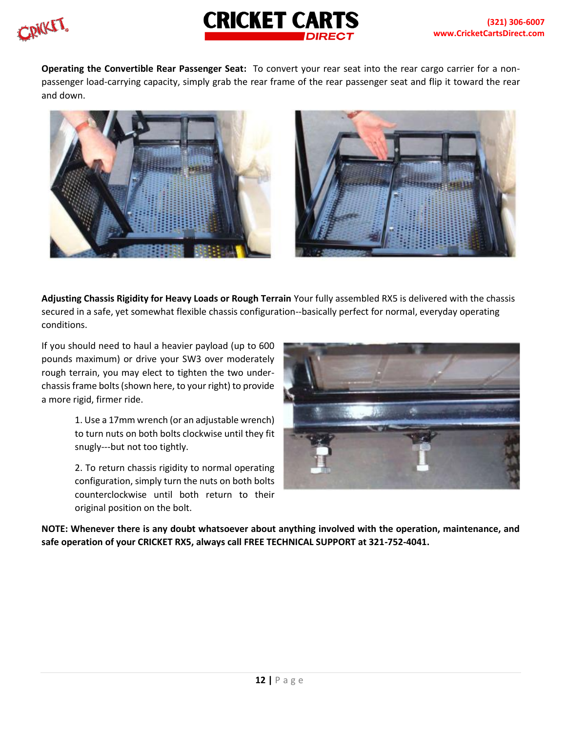**Operating the Convertible Rear Passenger Seat:** To convert your rear seat into the rear cargo carrier for a non-passenger load-carrying capacity, simply grab the rear frame of the rear passenger seat and flip it toward the rear and down.

**Adjusting Chassis Rigidity for Heavy Loads or Rough Terrain** Your fully assembled RX5 is delivered with the chassis secured in a safe, yet somewhat flexible chassis configuration--basically perfect for normal, everyday operating conditions.

If you should need to haul a heavier payload (up to 600 pounds maximum) or drive your SW3 over moderately rough terrain, you may elect to tighten the two under-chassis frame bolts (shown here, to your right) to provide a more rigid, firmer ride.

1. Use a 17mm wrench (or an adjustable wrench) to turn nuts on both bolts clockwise until they fit snugly---but not too tightly.

2. To return chassis rigidity to normal operating configuration, simply turn the nuts on both bolts counterclockwise until both return to their original position on the bolt.

**NOTE: Whenever there is any doubt whatsoever about anything involved with the operation, maintenance, and safe operation of your CRICKET RX5, always call FREE TECHNICAL SUPPORT at 321-752-4041.**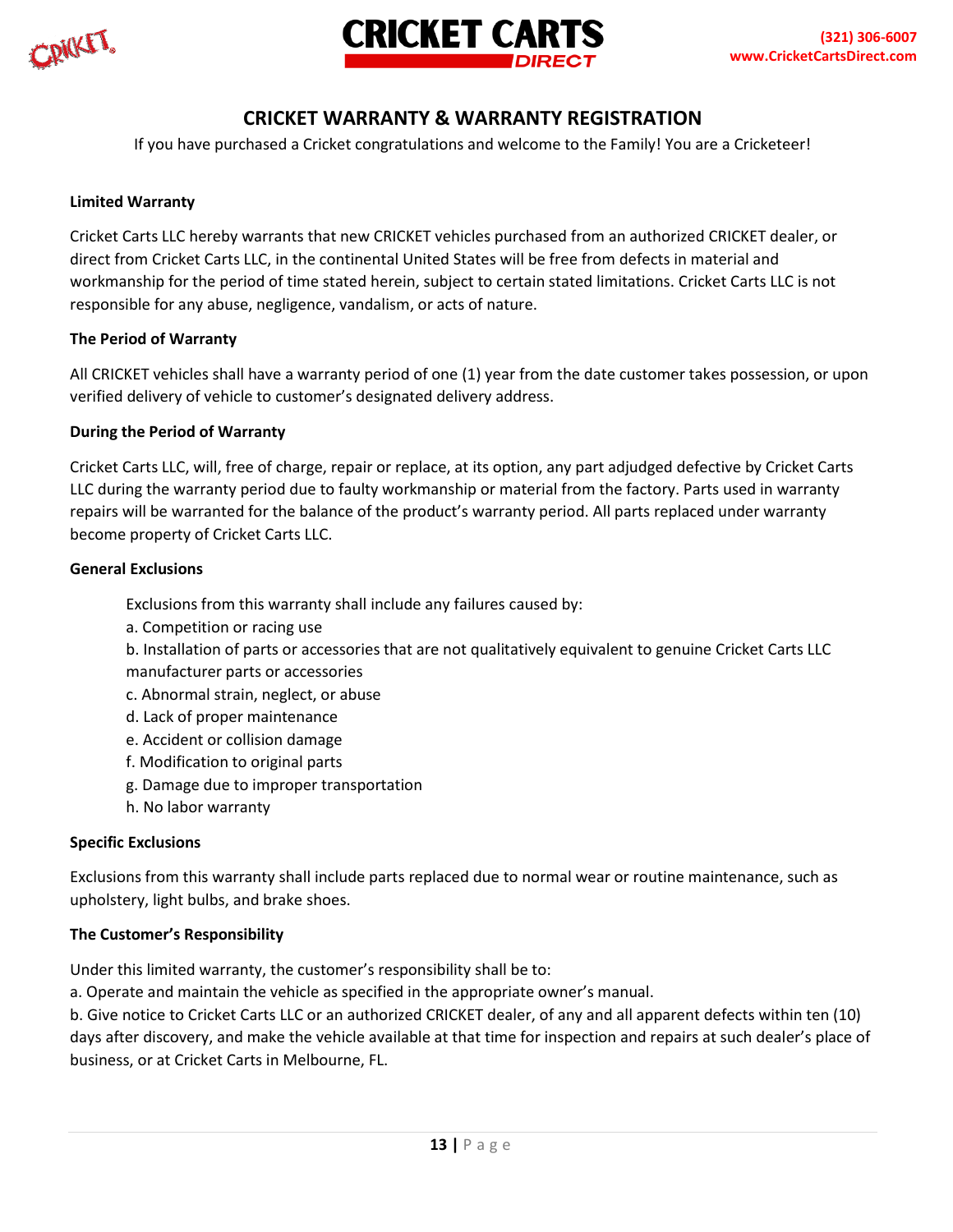# CRICKET WARRANTY & WARRANTY REGISTRATION

If you have purchased a Cricket congratulations and welcome to the Family! You are a Cricketeer!

**Limited Warranty**

Cricket Carts LLC hereby warrants that new CRICKET vehicles purchased from an authorized CRICKET dealer, or direct from Cricket Carts LLC, in the continental United States will be free from defects in material and workmanship for the period of time stated herein, subject to certain stated limitations. Cricket Carts LLC is not responsible for any abuse, negligence, vandalism, or acts of nature.

**The Period of Warranty**

All CRICKET vehicles shall have a warranty period of one (1) year from the date customer takes possession, or upon verified delivery of vehicle to customer's designated delivery address.

**During the Period of Warranty**

Cricket Carts LLC, will, free of charge, repair or replace, at its option, any part adjudged defective by Cricket Carts LLC during the warranty period due to faulty workmanship or material from the factory. Parts used in warranty repairs will be warranted for the balance of the product's warranty period. All parts replaced under warranty become property of Cricket Carts LLC.

**General Exclusions**

Exclusions from this warranty shall include any failures caused by:

a. Competition or racing use
b. Installation of parts or accessories that are not qualitatively equivalent to genuine Cricket Carts LLC manufacturer parts or accessories
c. Abnormal strain, neglect, or abuse
d. Lack of proper maintenance
e. Accident or collision damage
f. Modification to original parts
g. Damage due to improper transportation
h. No labor warranty

**Specific Exclusions**

Exclusions from this warranty shall include parts replaced due to normal wear or routine maintenance, such as upholstery, light bulbs, and brake shoes.

**The Customer's Responsibility**

Under this limited warranty, the customer's responsibility shall be to:
a. Operate and maintain the vehicle as specified in the appropriate owner's manual.
b. Give notice to Cricket Carts LLC or an authorized CRICKET dealer, of any and all apparent defects within ten (10) days after discovery, and make the vehicle available at that time for inspection and repairs at such dealer's place of business, or at Cricket Carts in Melbourne, FL.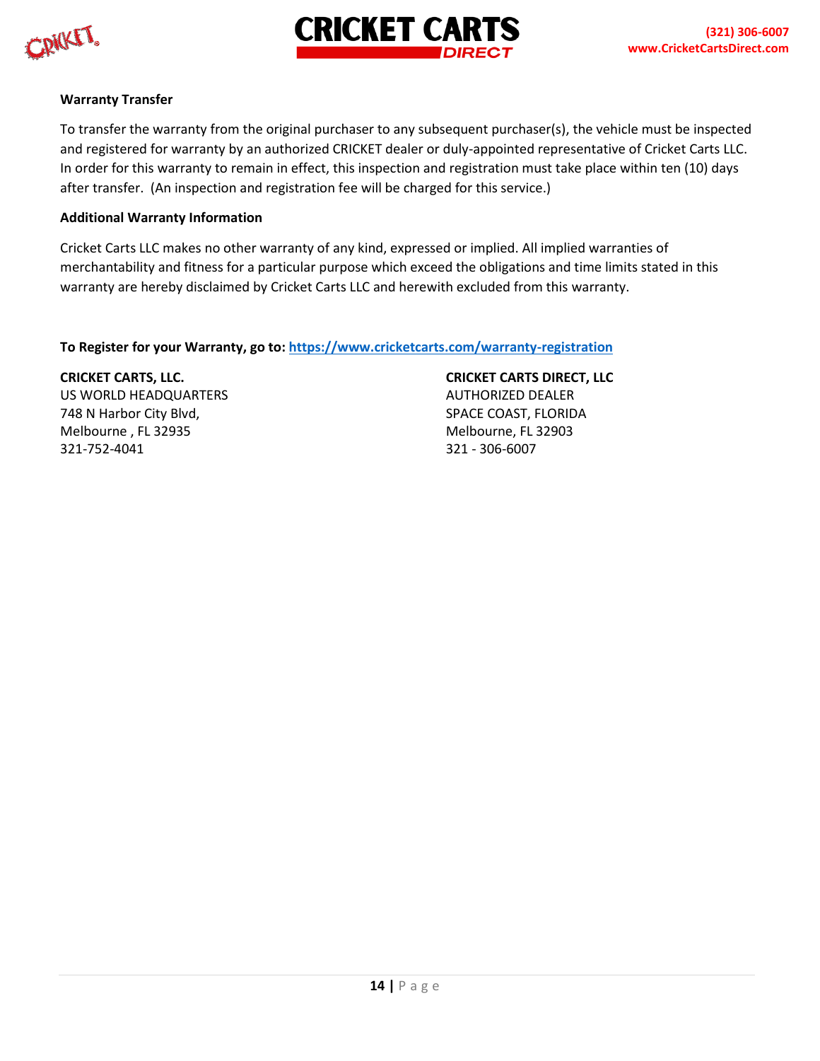**Warranty Transfer**

To transfer the warranty from the original purchaser to any subsequent purchaser(s), the vehicle must be inspected and registered for warranty by an authorized CRICKET dealer or duly-appointed representative of Cricket Carts LLC. In order for this warranty to remain in effect, this inspection and registration must take place within ten (10) days after transfer. (An inspection and registration fee will be charged for this service.)

**Additional Warranty Information**

Cricket Carts LLC makes no other warranty of any kind, expressed or implied. All implied warranties of merchantability and fitness for a particular purpose which exceed the obligations and time limits stated in this warranty are hereby disclaimed by Cricket Carts LLC and herewith excluded from this warranty.

**To Register for your Warranty, go to:** https://www.cricketcarts.com/warranty-registration

**CRICKET CARTS, LLC.**
US WORLD HEADQUARTERS
748 N Harbor City Blvd,
Melbourne , FL 32935
321-752-4041

**CRICKET CARTS DIRECT, LLC**
AUTHORIZED DEALER
SPACE COAST, FLORIDA
Melbourne, FL 32903
321 - 306-6007